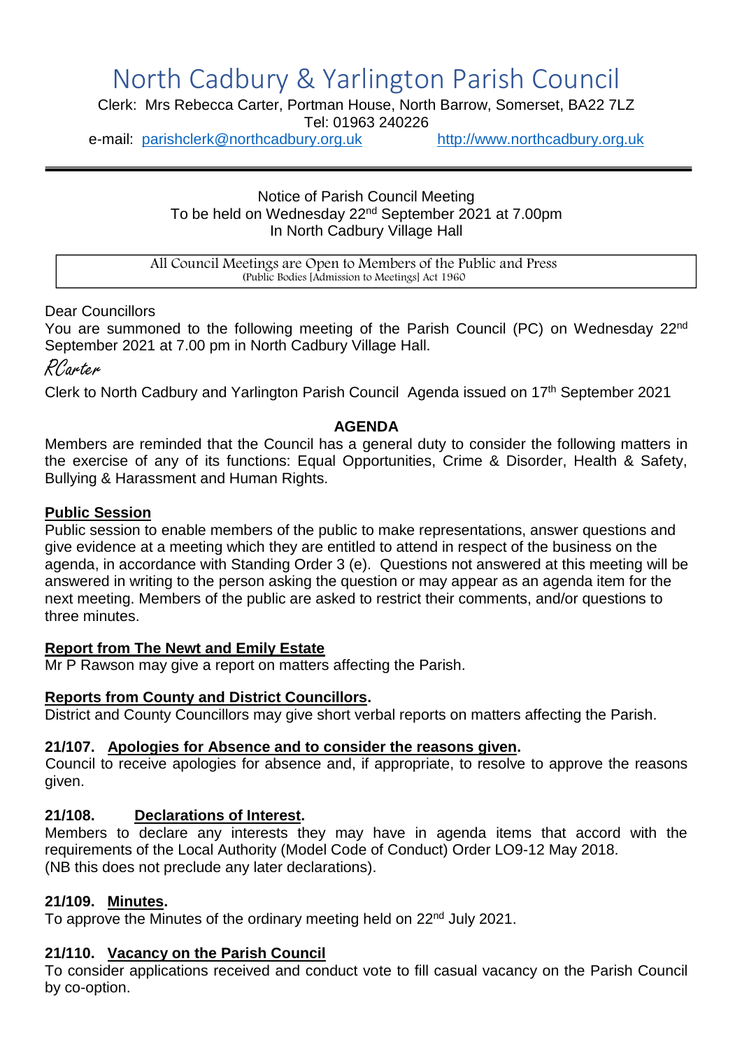# North Cadbury & Yarlington Parish Council

Clerk: Mrs Rebecca Carter, Portman House, North Barrow, Somerset, BA22 7LZ
Tel: 01963 240226
e-mail: parishclerk@northcadbury.org.uk http://www.northcadbury.org.uk

---

Notice of Parish Council Meeting
To be held on Wednesday 22nd September 2021 at 7.00pm
In North Cadbury Village Hall

> All Council Meetings are Open to Members of the Public and Press
> (Public Bodies [Admission to Meetings] Act 1960

Dear Councillors

You are summoned to the following meeting of the Parish Council (PC) on Wednesday 22nd September 2021 at 7.00 pm in North Cadbury Village Hall.

*RCarter*

Clerk to North Cadbury and Yarlington Parish Council Agenda issued on 17th September 2021

## AGENDA

Members are reminded that the Council has a general duty to consider the following matters in the exercise of any of its functions: Equal Opportunities, Crime & Disorder, Health & Safety, Bullying & Harassment and Human Rights.

### Public Session

Public session to enable members of the public to make representations, answer questions and give evidence at a meeting which they are entitled to attend in respect of the business on the agenda, in accordance with Standing Order 3 (e). Questions not answered at this meeting will be answered in writing to the person asking the question or may appear as an agenda item for the next meeting. Members of the public are asked to restrict their comments, and/or questions to three minutes.

### Report from The Newt and Emily Estate

Mr P Rawson may give a report on matters affecting the Parish.

### Reports from County and District Councillors.

District and County Councillors may give short verbal reports on matters affecting the Parish.

### 21/107. Apologies for Absence and to consider the reasons given.

Council to receive apologies for absence and, if appropriate, to resolve to approve the reasons given.

### 21/108. Declarations of Interest.

Members to declare any interests they may have in agenda items that accord with the requirements of the Local Authority (Model Code of Conduct) Order LO9-12 May 2018.
(NB this does not preclude any later declarations).

### 21/109. Minutes.

To approve the Minutes of the ordinary meeting held on 22nd July 2021.

### 21/110. Vacancy on the Parish Council

To consider applications received and conduct vote to fill casual vacancy on the Parish Council by co-option.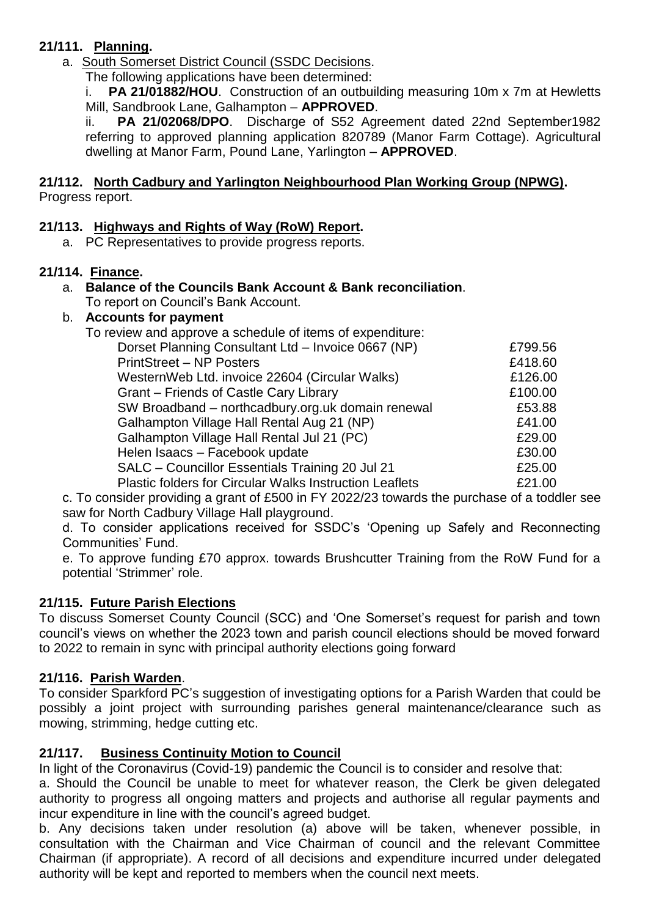**21/111. Planning.**

a. South Somerset District Council (SSDC Decisions.

The following applications have been determined:

i. **PA 21/01882/HOU**. Construction of an outbuilding measuring 10m x 7m at Hewletts Mill, Sandbrook Lane, Galhampton – **APPROVED**.

ii. **PA 21/02068/DPO**. Discharge of S52 Agreement dated 22nd September1982 referring to approved planning application 820789 (Manor Farm Cottage). Agricultural dwelling at Manor Farm, Pound Lane, Yarlington – **APPROVED**.

**21/112. North Cadbury and Yarlington Neighbourhood Plan Working Group (NPWG).**

Progress report.

**21/113. Highways and Rights of Way (RoW) Report.**

a. PC Representatives to provide progress reports.

**21/114. Finance.**

a. **Balance of the Councils Bank Account & Bank reconciliation**.
To report on Council's Bank Account.

b. **Accounts for payment**
To review and approve a schedule of items of expenditure:

| | |
|---|---|
| Dorset Planning Consultant Ltd – Invoice 0667 (NP) | £799.56 |
| PrintStreet – NP Posters | £418.60 |
| WesternWeb Ltd. invoice 22604 (Circular Walks) | £126.00 |
| Grant – Friends of Castle Cary Library | £100.00 |
| SW Broadband – northcadbury.org.uk domain renewal | £53.88 |
| Galhampton Village Hall Rental Aug 21 (NP) | £41.00 |
| Galhampton Village Hall Rental Jul 21 (PC) | £29.00 |
| Helen Isaacs – Facebook update | £30.00 |
| SALC – Councillor Essentials Training 20 Jul 21 | £25.00 |
| Plastic folders for Circular Walks Instruction Leaflets | £21.00 |

c. To consider providing a grant of £500 in FY 2022/23 towards the purchase of a toddler see saw for North Cadbury Village Hall playground.

d. To consider applications received for SSDC's 'Opening up Safely and Reconnecting Communities' Fund.

e. To approve funding £70 approx. towards Brushcutter Training from the RoW Fund for a potential 'Strimmer' role.

**21/115. Future Parish Elections**

To discuss Somerset County Council (SCC) and 'One Somerset's request for parish and town council's views on whether the 2023 town and parish council elections should be moved forward to 2022 to remain in sync with principal authority elections going forward

**21/116. Parish Warden**.

To consider Sparkford PC's suggestion of investigating options for a Parish Warden that could be possibly a joint project with surrounding parishes general maintenance/clearance such as mowing, strimming, hedge cutting etc.

**21/117. Business Continuity Motion to Council**

In light of the Coronavirus (Covid-19) pandemic the Council is to consider and resolve that:

a. Should the Council be unable to meet for whatever reason, the Clerk be given delegated authority to progress all ongoing matters and projects and authorise all regular payments and incur expenditure in line with the council's agreed budget.

b. Any decisions taken under resolution (a) above will be taken, whenever possible, in consultation with the Chairman and Vice Chairman of council and the relevant Committee Chairman (if appropriate). A record of all decisions and expenditure incurred under delegated authority will be kept and reported to members when the council next meets.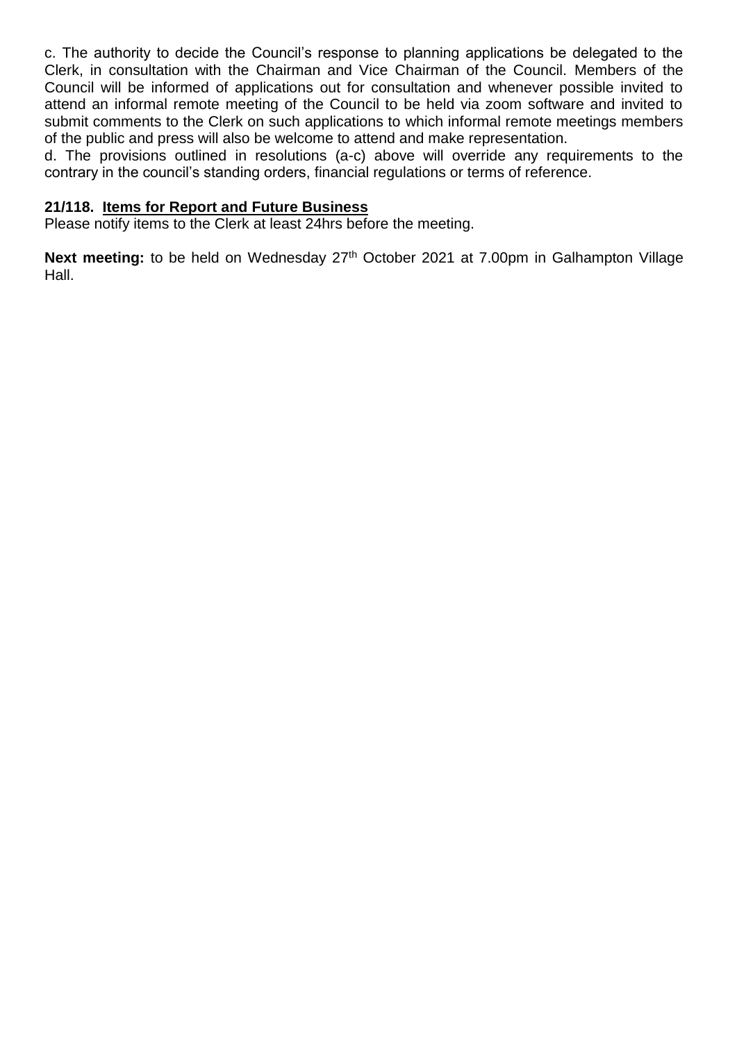c. The authority to decide the Council's response to planning applications be delegated to the Clerk, in consultation with the Chairman and Vice Chairman of the Council. Members of the Council will be informed of applications out for consultation and whenever possible invited to attend an informal remote meeting of the Council to be held via zoom software and invited to submit comments to the Clerk on such applications to which informal remote meetings members of the public and press will also be welcome to attend and make representation.

d. The provisions outlined in resolutions (a-c) above will override any requirements to the contrary in the council's standing orders, financial regulations or terms of reference.

**21/118. <u>Items for Report and Future Business</u>**

Please notify items to the Clerk at least 24hrs before the meeting.

**Next meeting:** to be held on Wednesday 27th October 2021 at 7.00pm in Galhampton Village Hall.